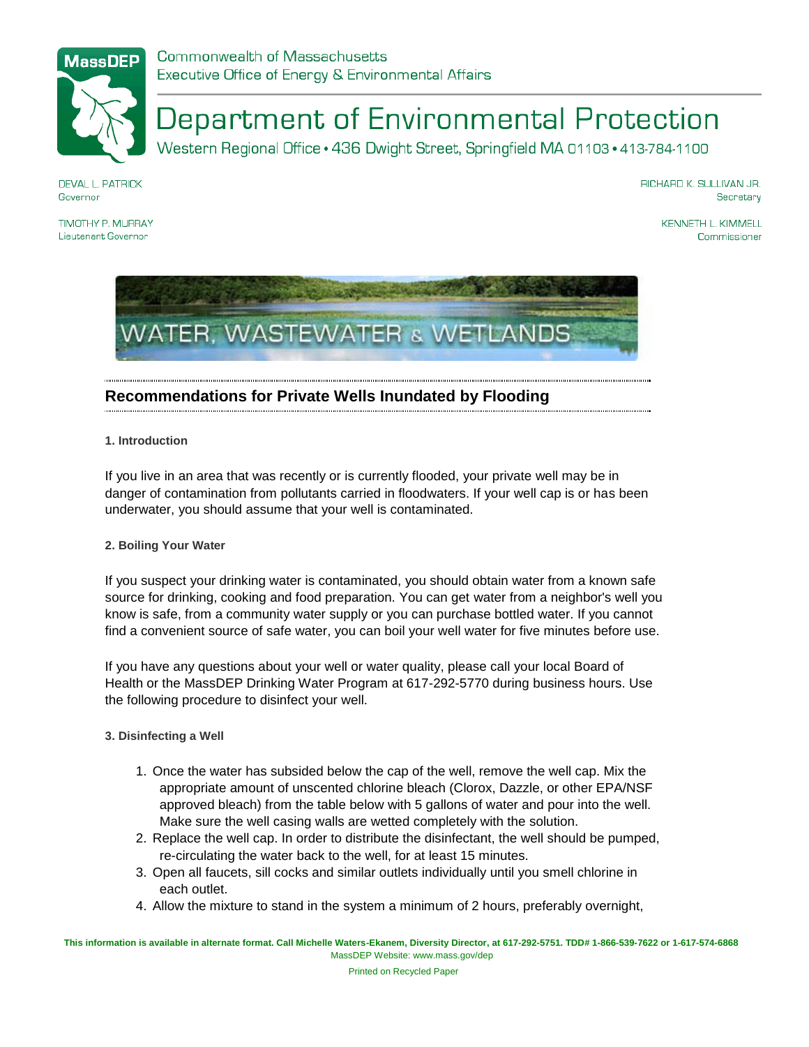Commonwealth of Massachusetts
Executive Office of Energy & Environmental Affairs

# Department of Environmental Protection

Western Regional Office • 436 Dwight Street, Springfield MA 01103 • 413-784-1100

DEVAL L. PATRICK
Governor

TIMOTHY P. MURRAY
Lieutenant Governor

RICHARD K. SULLIVAN JR.
Secretary

KENNETH L. KIMMELL
Commissioner

WATER, WASTEWATER & WETLANDS

## Recommendations for Private Wells Inundated by Flooding

### 1. Introduction

If you live in an area that was recently or is currently flooded, your private well may be in danger of contamination from pollutants carried in floodwaters. If your well cap is or has been underwater, you should assume that your well is contaminated.

### 2. Boiling Your Water

If you suspect your drinking water is contaminated, you should obtain water from a known safe source for drinking, cooking and food preparation. You can get water from a neighbor's well you know is safe, from a community water supply or you can purchase bottled water. If you cannot find a convenient source of safe water, you can boil your well water for five minutes before use.

If you have any questions about your well or water quality, please call your local Board of Health or the MassDEP Drinking Water Program at 617-292-5770 during business hours. Use the following procedure to disinfect your well.

### 3. Disinfecting a Well

1. Once the water has subsided below the cap of the well, remove the well cap. Mix the appropriate amount of unscented chlorine bleach (Clorox, Dazzle, or other EPA/NSF approved bleach) from the table below with 5 gallons of water and pour into the well. Make sure the well casing walls are wetted completely with the solution.
2. Replace the well cap. In order to distribute the disinfectant, the well should be pumped, re-circulating the water back to the well, for at least 15 minutes.
3. Open all faucets, sill cocks and similar outlets individually until you smell chlorine in each outlet.
4. Allow the mixture to stand in the system a minimum of 2 hours, preferably overnight,

**This information is available in alternate format. Call Michelle Waters-Ekanem, Diversity Director, at 617-292-5751. TDD# 1-866-539-7622 or 1-617-574-6868**
MassDEP Website: www.mass.gov/dep

Printed on Recycled Paper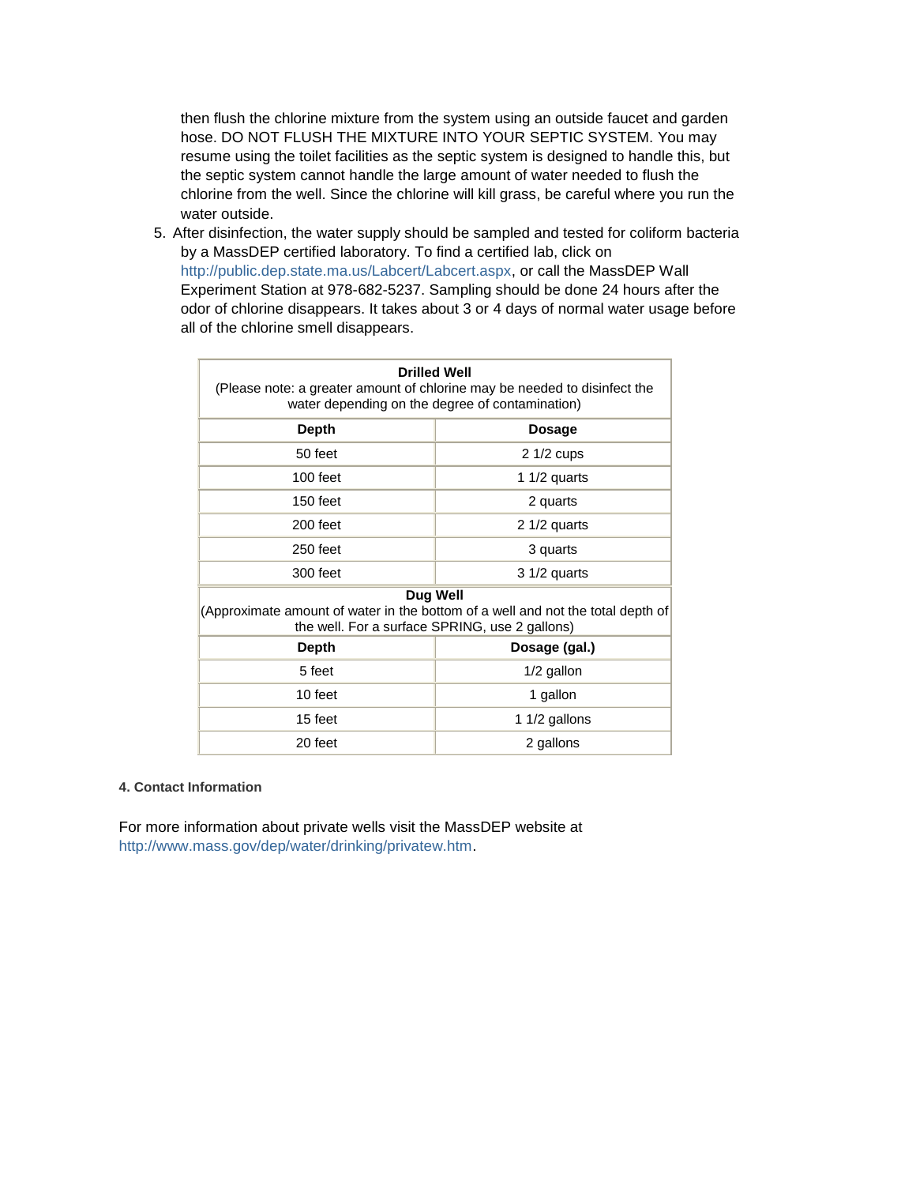then flush the chlorine mixture from the system using an outside faucet and garden hose. DO NOT FLUSH THE MIXTURE INTO YOUR SEPTIC SYSTEM. You may resume using the toilet facilities as the septic system is designed to handle this, but the septic system cannot handle the large amount of water needed to flush the chlorine from the well. Since the chlorine will kill grass, be careful where you run the water outside.

5. After disinfection, the water supply should be sampled and tested for coliform bacteria by a MassDEP certified laboratory. To find a certified lab, click on http://public.dep.state.ma.us/Labcert/Labcert.aspx, or call the MassDEP Wall Experiment Station at 978-682-5237. Sampling should be done 24 hours after the odor of chlorine disappears. It takes about 3 or 4 days of normal water usage before all of the chlorine smell disappears.

| **Drilled Well** (Please note: a greater amount of chlorine may be needed to disinfect the water depending on the degree of contamination) | |
|---|---|
| **Depth** | **Dosage** |
| 50 feet | 2 1/2 cups |
| 100 feet | 1 1/2 quarts |
| 150 feet | 2 quarts |
| 200 feet | 2 1/2 quarts |
| 250 feet | 3 quarts |
| 300 feet | 3 1/2 quarts |
| **Dug Well** (Approximate amount of water in the bottom of a well and not the total depth of the well. For a surface SPRING, use 2 gallons) | |
| **Depth** | **Dosage (gal.)** |
| 5 feet | 1/2 gallon |
| 10 feet | 1 gallon |
| 15 feet | 1 1/2 gallons |
| 20 feet | 2 gallons |

#### 4. Contact Information

For more information about private wells visit the MassDEP website at http://www.mass.gov/dep/water/drinking/privatew.htm.